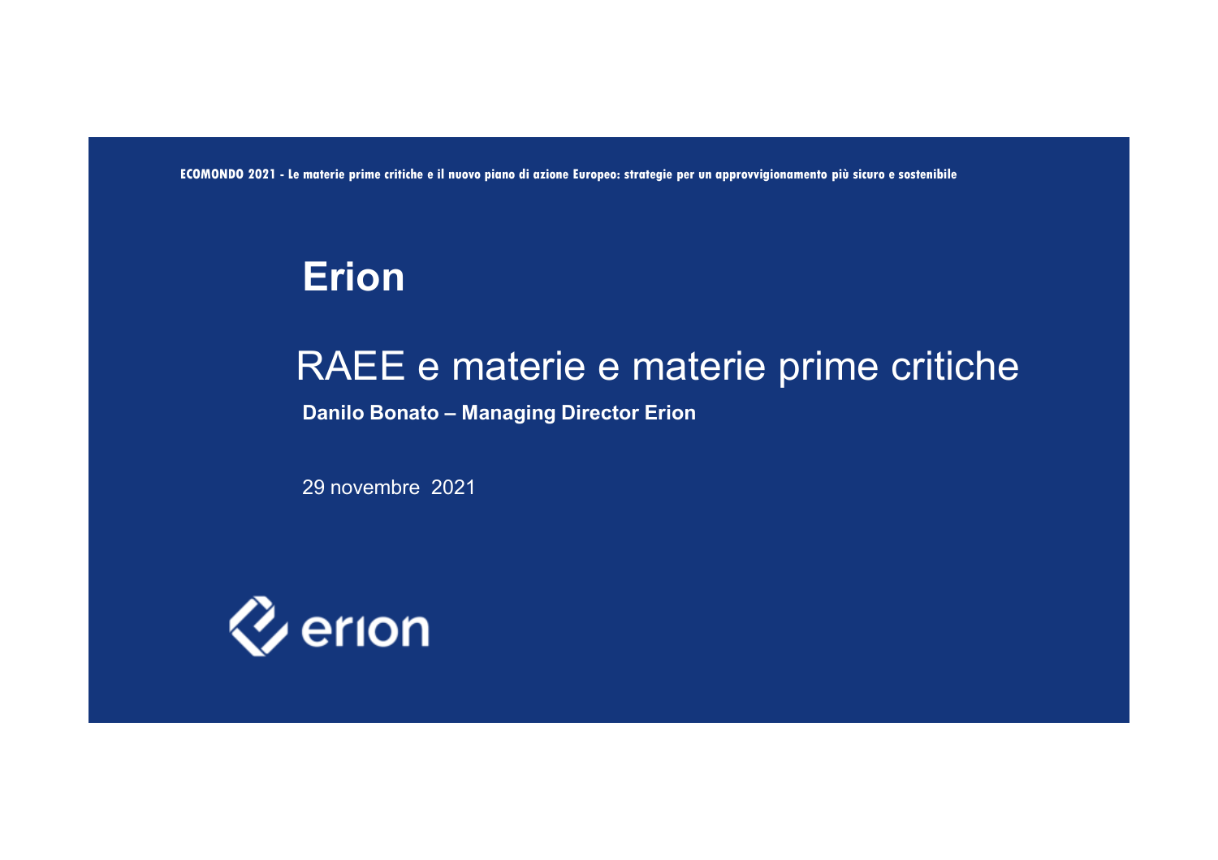ECOMONDO 2021 - Le materie prime critiche e il nuovo piano di azione Europeo: strategie per un approvvigionamento più sicuro e sostenibile

# Erion

## RAEE e materie e materie prime critiche

**Danilo Bonato – Managing Director Erion**

29 novembre 2021

erion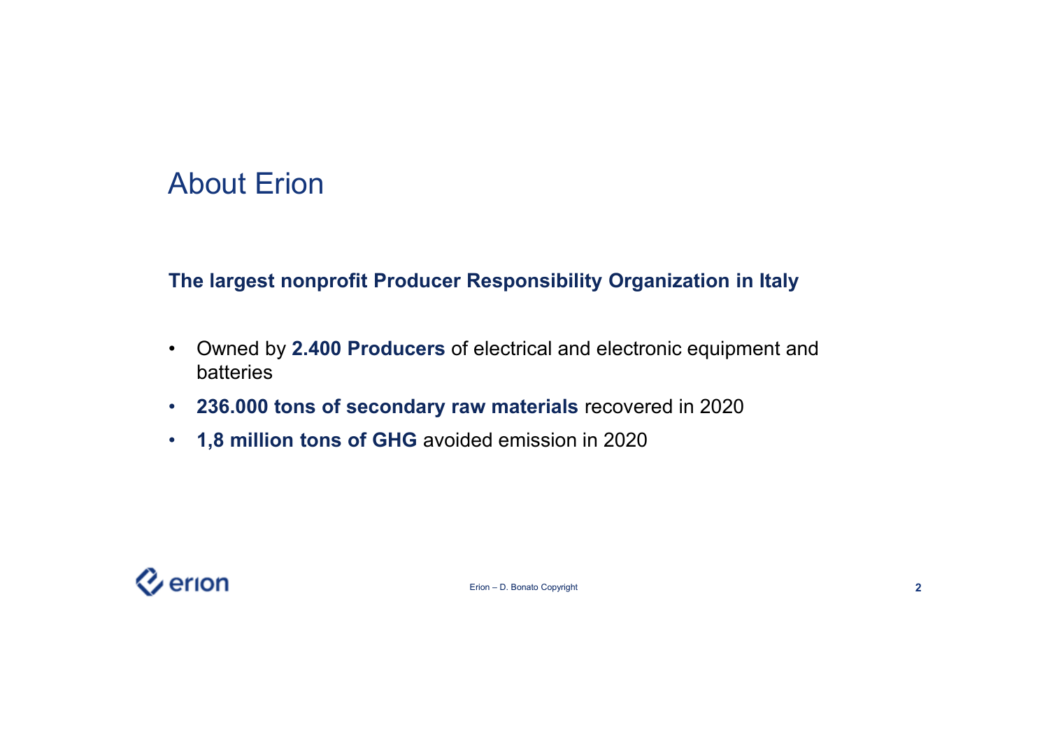# About Erion

**The largest nonprofit Producer Responsibility Organization in Italy**

- Owned by **2.400 Producers** of electrical and electronic equipment and batteries
- **236.000 tons of secondary raw materials** recovered in 2020
- **1,8 million tons of GHG** avoided emission in 2020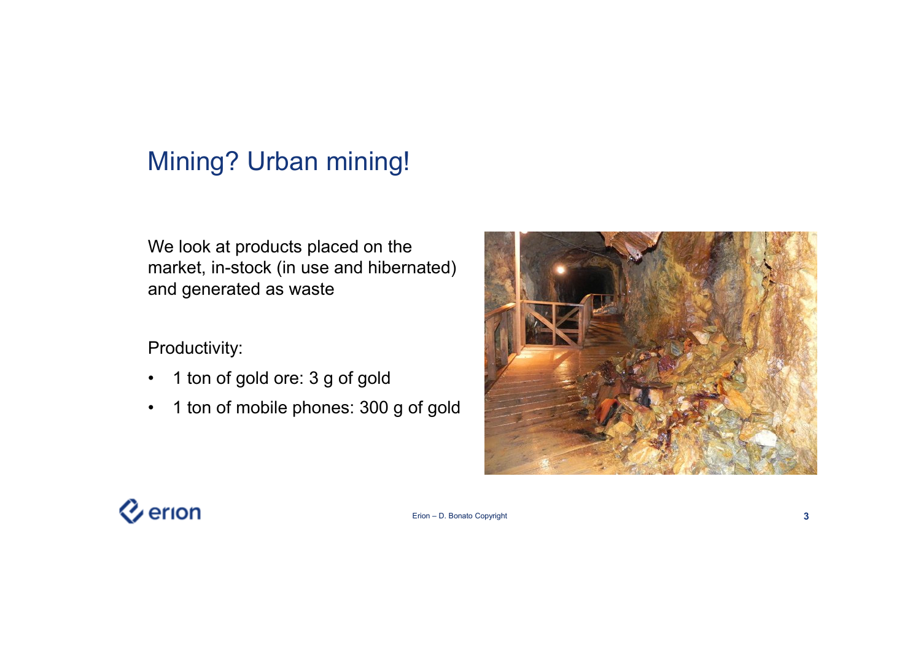# Mining? Urban mining!

We look at products placed on the market, in-stock (in use and hibernated) and generated as waste

Productivity:

- 1 ton of gold ore: 3 g of gold
- 1 ton of mobile phones: 300 g of gold

Erion – D. Bonato Copyright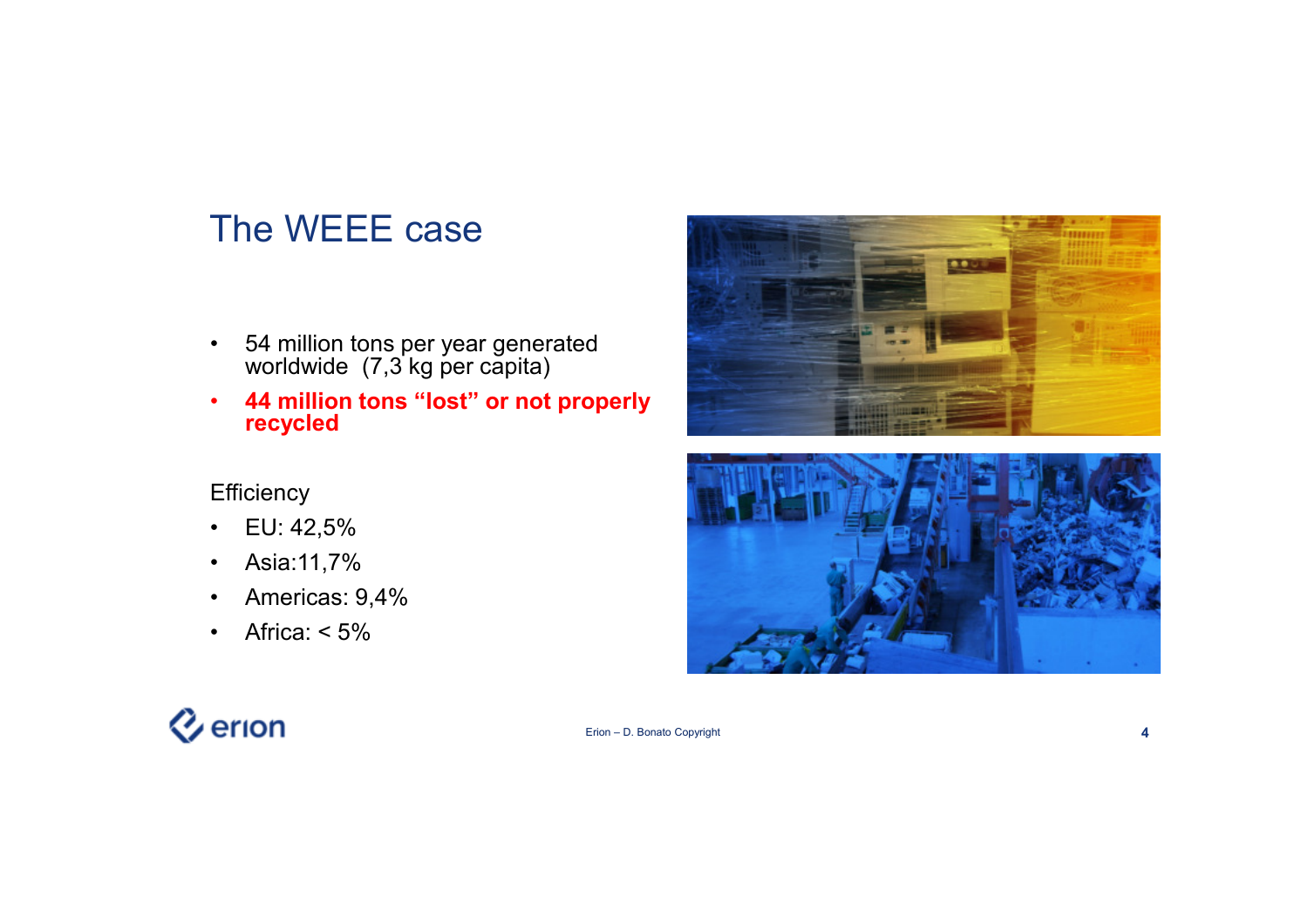# The WEEE case

- 54 million tons per year generated worldwide (7,3 kg per capita)
- **44 million tons "lost" or not properly recycled**

Efficiency

- EU: 42,5%
- Asia:11,7%
- Americas: 9,4%
- Africa: < 5%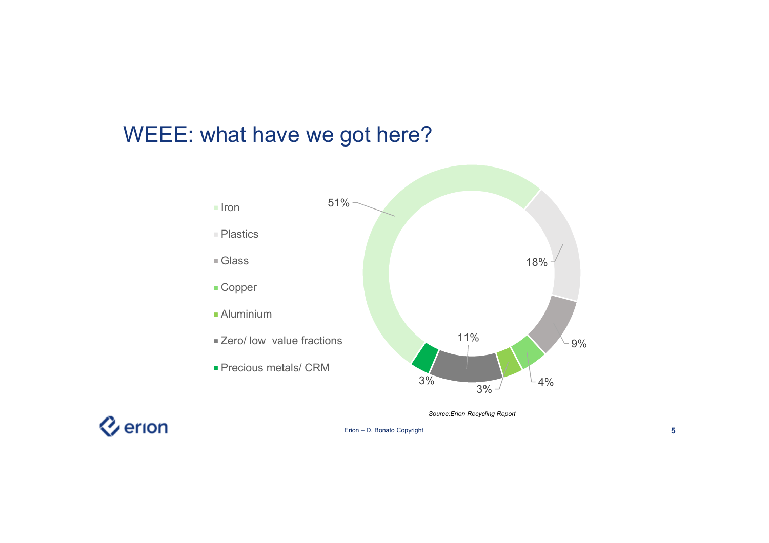# WEEE: what have we got here?

| Material | Share |
|---|---|
| Iron | 51% |
| Plastics | 18% |
| Glass | 9% |
| Copper | 4% |
| Aluminium | 3% |
| Zero/ low value fractions | 11% |
| Precious metals/ CRM | 3% |

*Source:Erion Recycling Report*

Erion – D. Bonato Copyright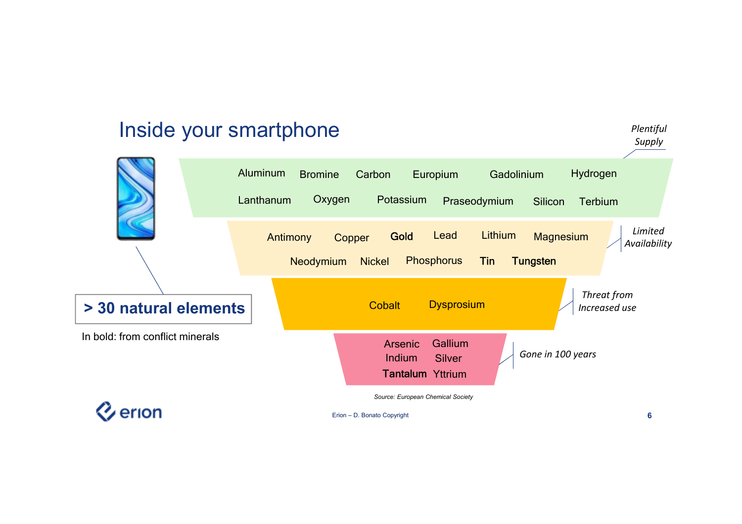# Inside your smartphone

**> 30 natural elements**

In bold: from conflict minerals

*Plentiful Supply*

Aluminum, Bromine, Carbon, Europium, Gadolinium, Hydrogen, Lanthanum, Oxygen, Potassium, Praseodymium, Silicon, Terbium

*Limited Availability*

Antimony, Copper, **Gold**, Lead, Lithium, Magnesium, Neodymium, Nickel, Phosphorus, **Tin**, **Tungsten**

*Threat from Increased use*

Cobalt, Dysprosium

*Gone in 100 years*

Arsenic, Gallium, Indium, Silver, **Tantalum**, Yttrium

*Source: European Chemical Society*

Erion – D. Bonato Copyright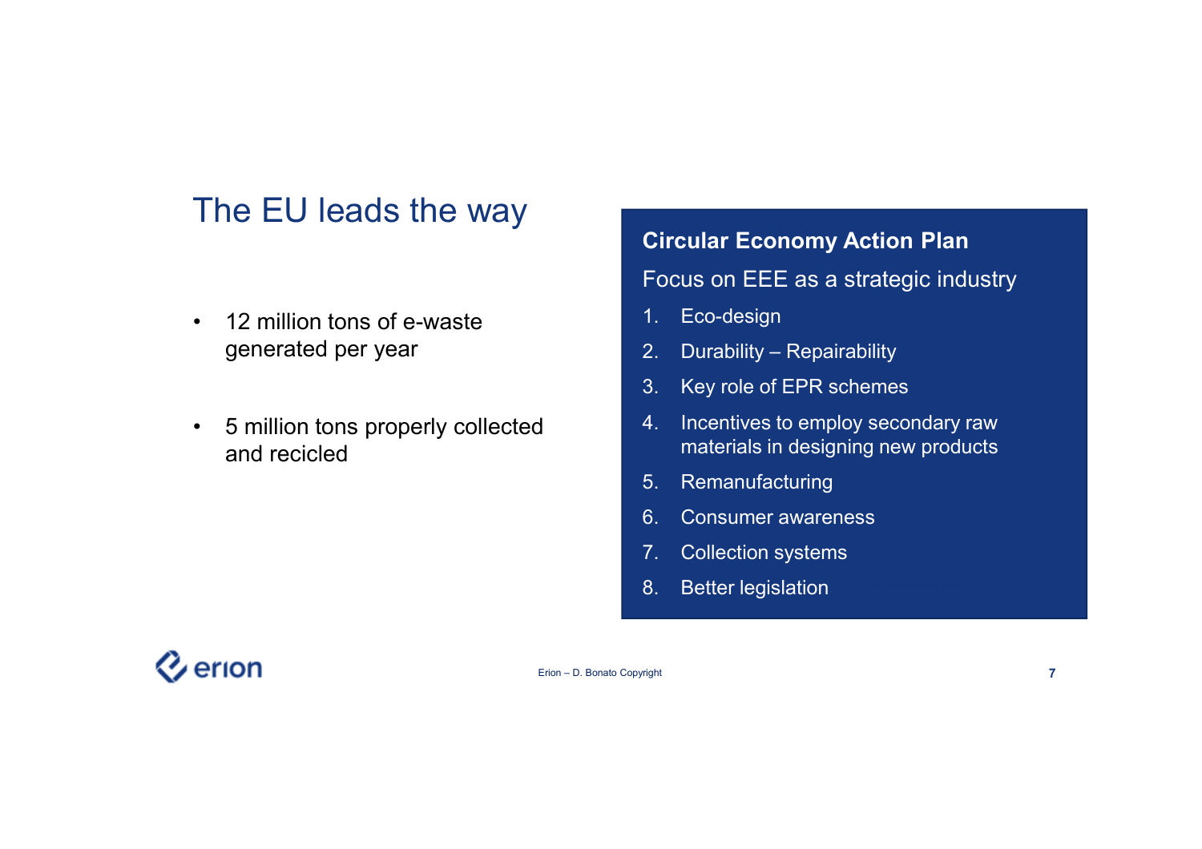# The EU leads the way

- 12 million tons of e-waste generated per year
- 5 million tons properly collected and recicled

## Circular Economy Action Plan

Focus on EEE as a strategic industry

1. Eco-design
2. Durability – Repairability
3. Key role of EPR schemes
4. Incentives to employ secondary raw materials in designing new products
5. Remanufacturing
6. Consumer awareness
7. Collection systems
8. Better legislation

Erion – D. Bonato Copyright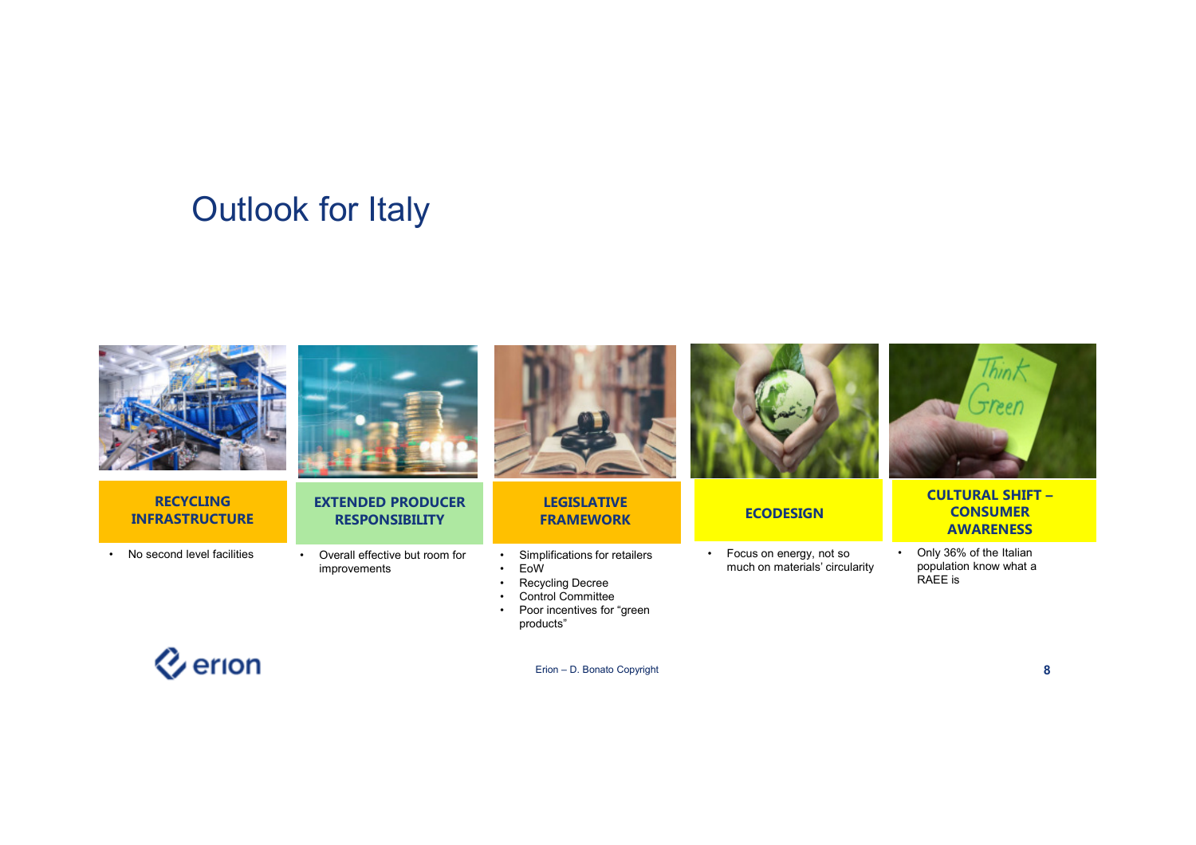# Outlook for Italy

### RECYCLING INFRASTRUCTURE

- No second level facilities

### EXTENDED PRODUCER RESPONSIBILITY

- Overall effective but room for improvements

### LEGISLATIVE FRAMEWORK

- Simplifications for retailers
- EoW
- Recycling Decree
- Control Committee
- Poor incentives for “green products”

### ECODESIGN

- Focus on energy, not so much on materials’ circularity

### CULTURAL SHIFT – CONSUMER AWARENESS

- Only 36% of the Italian population know what a RAEE is

Erion – D. Bonato Copyright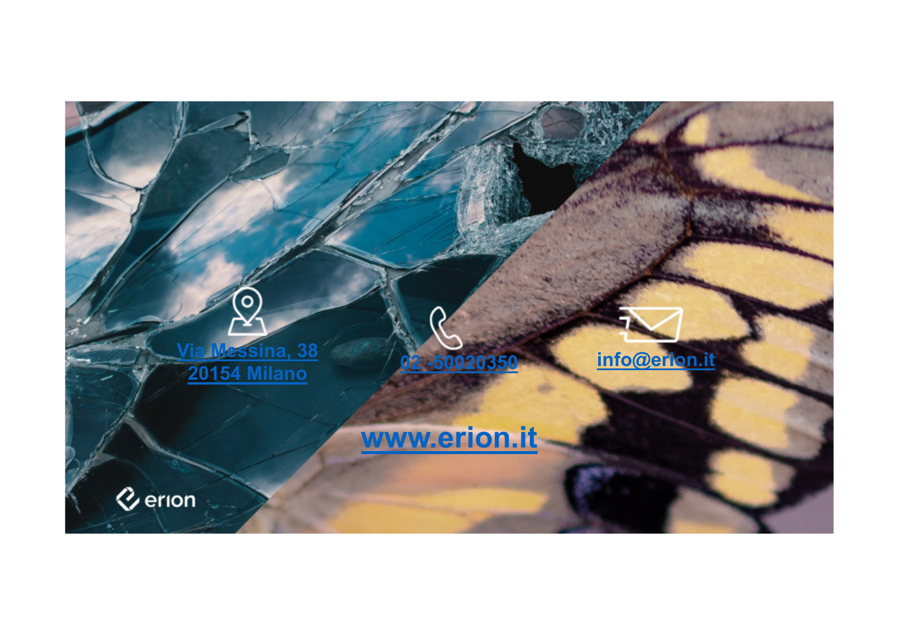Via Messina, 38
20154 Milano

02 -50020350

info@erion.it

www.erion.it

erion